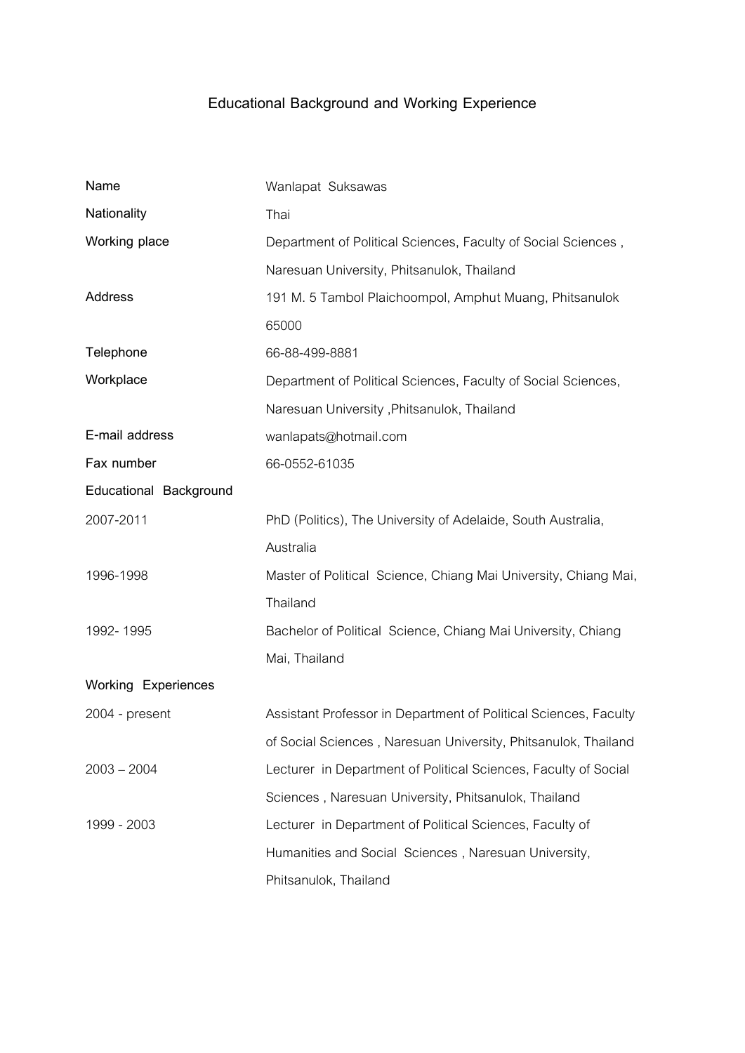# Educational Background and Working Experience

| | |
|---|---|
| **Name** | Wanlapat Suksawas |
| **Nationality** | Thai |
| **Working place** | Department of Political Sciences, Faculty of Social Sciences , Naresuan University, Phitsanulok, Thailand |
| **Address** | 191 M. 5 Tambol Plaichoompol, Amphut Muang, Phitsanulok 65000 |
| **Telephone** | 66-88-499-8881 |
| **Workplace** | Department of Political Sciences, Faculty of Social Sciences, Naresuan University ,Phitsanulok, Thailand |
| **E-mail address** | wanlapats@hotmail.com |
| **Fax number** | 66-0552-61035 |

**Educational Background**

| | |
|---|---|
| 2007-2011 | PhD (Politics), The University of Adelaide, South Australia, Australia |
| 1996-1998 | Master of Political Science, Chiang Mai University, Chiang Mai, Thailand |
| 1992- 1995 | Bachelor of Political Science, Chiang Mai University, Chiang Mai, Thailand |

**Working Experiences**

| | |
|---|---|
| 2004 - present | Assistant Professor in Department of Political Sciences, Faculty of Social Sciences , Naresuan University, Phitsanulok, Thailand |
| 2003 – 2004 | Lecturer in Department of Political Sciences, Faculty of Social Sciences , Naresuan University, Phitsanulok, Thailand |
| 1999 - 2003 | Lecturer in Department of Political Sciences, Faculty of Humanities and Social Sciences , Naresuan University, Phitsanulok, Thailand |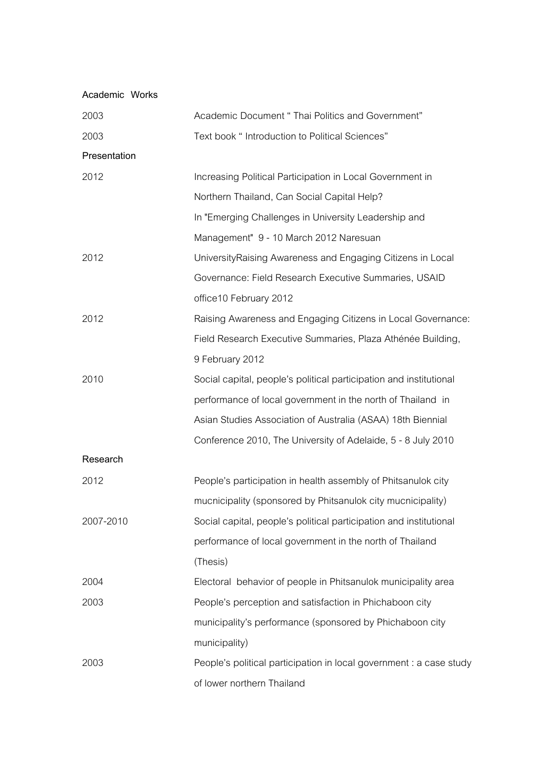## Academic Works

| | |
|---|---|
| 2003 | Academic Document " Thai Politics and Government" |
| 2003 | Text book " Introduction to Political Sciences" |

## Presentation

| | |
|---|---|
| 2012 | Increasing Political Participation in Local Government in Northern Thailand, Can Social Capital Help? In "Emerging Challenges in University Leadership and Management" 9 - 10 March 2012 Naresuan |
| 2012 | UniversityRaising Awareness and Engaging Citizens in Local Governance: Field Research Executive Summaries, USAID office10 February 2012 |
| 2012 | Raising Awareness and Engaging Citizens in Local Governance: Field Research Executive Summaries, Plaza Athénée Building, 9 February 2012 |
| 2010 | Social capital, people's political participation and institutional performance of local government in the north of Thailand in Asian Studies Association of Australia (ASAA) 18th Biennial Conference 2010, The University of Adelaide, 5 - 8 July 2010 |

## Research

| | |
|---|---|
| 2012 | People's participation in health assembly of Phitsanulok city mucnicipality (sponsored by Phitsanulok city mucnicipality) |
| 2007-2010 | Social capital, people's political participation and institutional performance of local government in the north of Thailand (Thesis) |
| 2004 | Electoral behavior of people in Phitsanulok municipality area |
| 2003 | People's perception and satisfaction in Phichaboon city municipality's performance (sponsored by Phichaboon city municipality) |
| 2003 | People's political participation in local government : a case study of lower northern Thailand |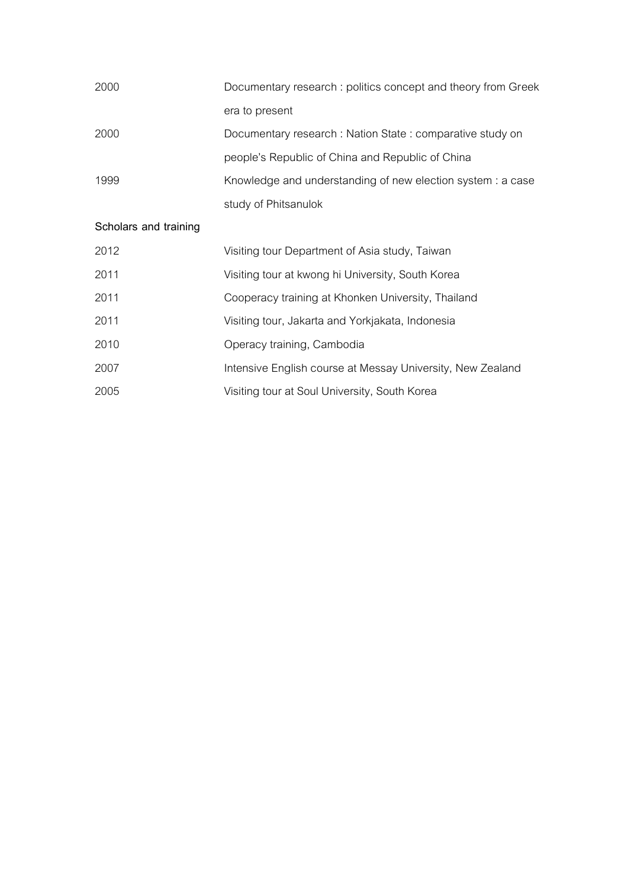| | |
|---|---|
| 2000 | Documentary research : politics concept and theory from Greek era to present |
| 2000 | Documentary research : Nation State : comparative study on people's Republic of China and Republic of China |
| 1999 | Knowledge and understanding of new election system : a case study of Phitsanulok |

**Scholars and training**

| | |
|---|---|
| 2012 | Visiting tour Department of Asia study, Taiwan |
| 2011 | Visiting tour at kwong hi University, South Korea |
| 2011 | Cooperacy training at Khonken University, Thailand |
| 2011 | Visiting tour, Jakarta and Yorkjakata, Indonesia |
| 2010 | Operacy training, Cambodia |
| 2007 | Intensive English course at Messay University, New Zealand |
| 2005 | Visiting tour at Soul University, South Korea |